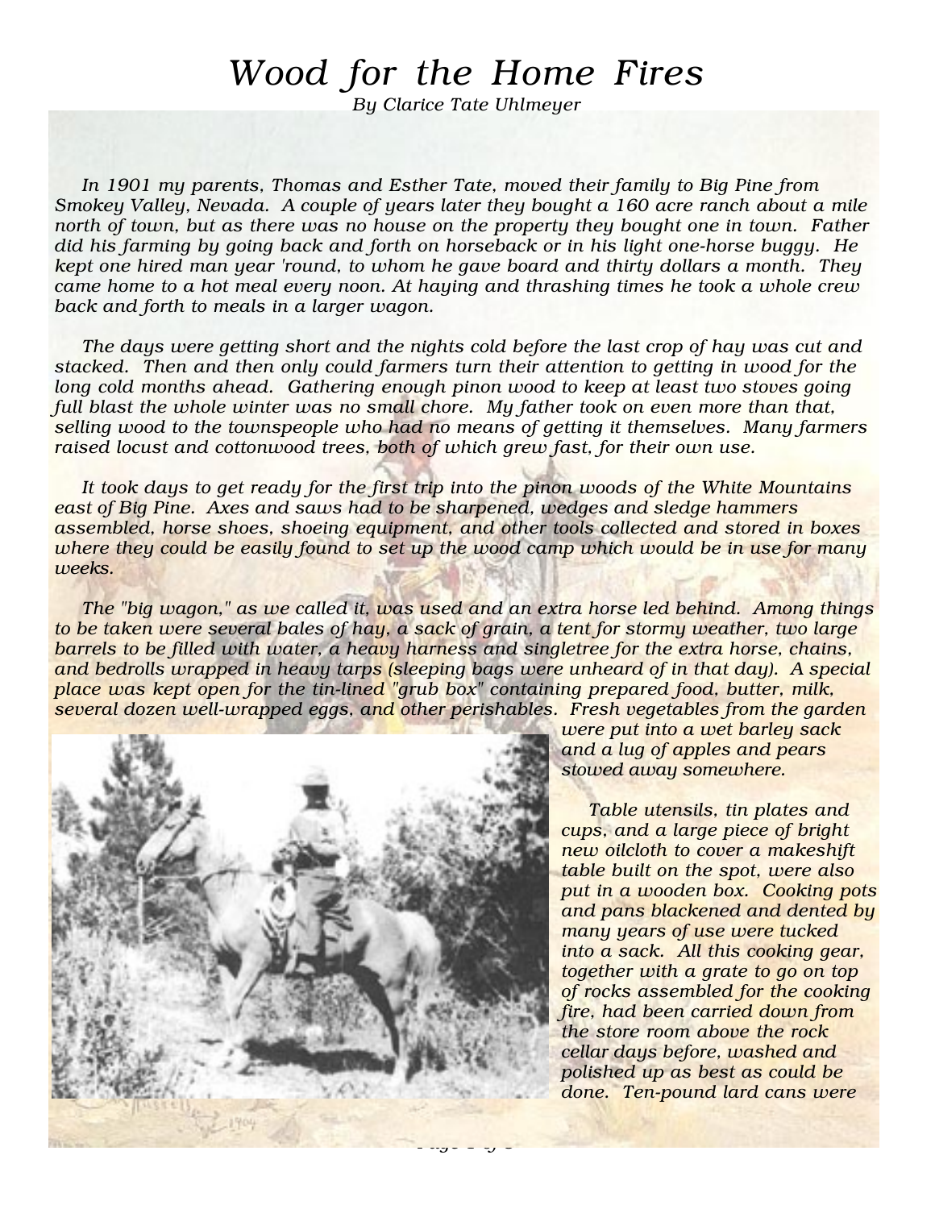# *Wood for the Home Fires*

*By Clarice Tate Uhlmeyer*

*In 1901 my parents, Thomas and Esther Tate, moved their family to Big Pine from Smokey Valley, Nevada. A couple of years later they bought a 160 acre ranch about a mile north of town, but as there was no house on the property they bought one in town. Father did his farming by going back and forth on horseback or in his light one-horse buggy. He kept one hired man year 'round, to whom he gave board and thirty dollars a month. They came home to a hot meal every noon. At haying and thrashing times he took a whole crew back and forth to meals in a larger wagon.*

*The days were getting short and the nights cold before the last crop of hay was cut and stacked. Then and then only could farmers turn their attention to getting in wood for the long cold months ahead. Gathering enough pinon wood to keep at least two stoves going full blast the whole winter was no small chore. My father took on even more than that, selling wood to the townspeople who had no means of getting it themselves. Many farmers raised locust and cottonwood trees, both of which grew fast, for their own use.*

*It took days to get ready for the first trip into the pinon woods of the White Mountains east of Big Pine. Axes and saws had to be sharpened, wedges and sledge hammers assembled, horse shoes, shoeing equipment, and other tools collected and stored in boxes where they could be easily found to set up the wood camp which would be in use for many weeks.*

*The "big wagon," as we called it, was used and an extra horse led behind. Among things to be taken were several bales of hay, a sack of grain, a tent for stormy weather, two large barrels to be filled with water, a heavy harness and singletree for the extra horse, chains, and bedrolls wrapped in heavy tarps (sleeping bags were unheard of in that day). A special place was kept open for the tin-lined "grub box" containing prepared food, butter, milk, several dozen well-wrapped eggs, and other perishables. Fresh vegetables from the garden were put into a wet barley sack and a lug of apples and pears stowed away somewhere.*

*Table utensils, tin plates and cups, and a large piece of bright new oilcloth to cover a makeshift table built on the spot, were also put in a wooden box. Cooking pots and pans blackened and dented by many years of use were tucked into a sack. All this cooking gear, together with a grate to go on top of rocks assembled for the cooking fire, had been carried down from the store room above the rock cellar days before, washed and polished up as best as could be done. Ten-pound lard cans were*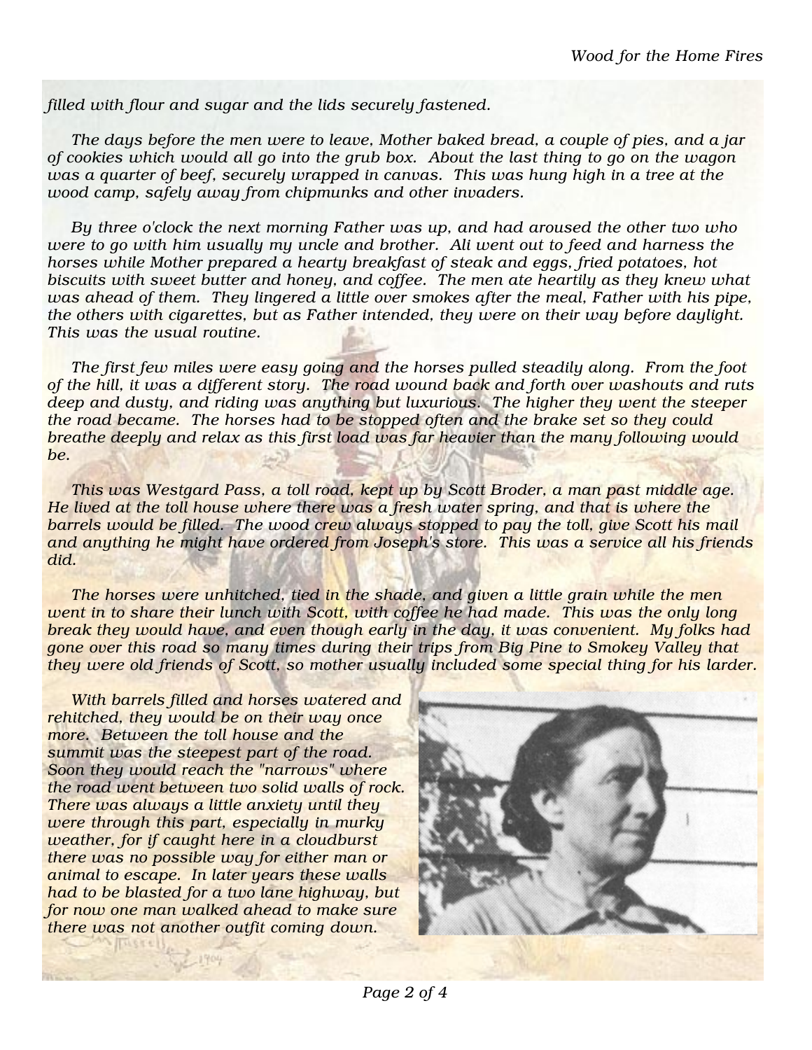*filled with flour and sugar and the lids securely fastened.*

*The days before the men were to leave, Mother baked bread, a couple of pies, and a jar of cookies which would all go into the grub box. About the last thing to go on the wagon was a quarter of beef, securely wrapped in canvas. This was hung high in a tree at the wood camp, safely away from chipmunks and other invaders.*

*By three o'clock the next morning Father was up, and had aroused the other two who were to go with him usually my uncle and brother. Ali went out to feed and harness the horses while Mother prepared a hearty breakfast of steak and eggs, fried potatoes, hot biscuits with sweet butter and honey, and coffee. The men ate heartily as they knew what was ahead of them. They lingered a little over smokes after the meal, Father with his pipe, the others with cigarettes, but as Father intended, they were on their way before daylight. This was the usual routine.*

*The first few miles were easy going and the horses pulled steadily along. From the foot of the hill, it was a different story. The road wound back and forth over washouts and ruts deep and dusty, and riding was anything but luxurious. The higher they went the steeper the road became. The horses had to be stopped often and the brake set so they could breathe deeply and relax as this first load was far heavier than the many following would be.*

*This was Westgard Pass, a toll road, kept up by Scott Broder, a man past middle age. He lived at the toll house where there was a fresh water spring, and that is where the barrels would be filled. The wood crew always stopped to pay the toll, give Scott his mail and anything he might have ordered from Joseph's store. This was a service all his friends did.*

*The horses were unhitched, tied in the shade, and given a little grain while the men went in to share their lunch with Scott, with coffee he had made. This was the only long break they would have, and even though early in the day, it was convenient. My folks had gone over this road so many times during their trips from Big Pine to Smokey Valley that they were old friends of Scott, so mother usually included some special thing for his larder.*

*With barrels filled and horses watered and rehitched, they would be on their way once more. Between the toll house and the summit was the steepest part of the road. Soon they would reach the "narrows" where the road went between two solid walls of rock. There was always a little anxiety until they were through this part, especially in murky weather, for if caught here in a cloudburst there was no possible way for either man or animal to escape. In later years these walls had to be blasted for a two lane highway, but for now one man walked ahead to make sure there was not another outfit coming down.*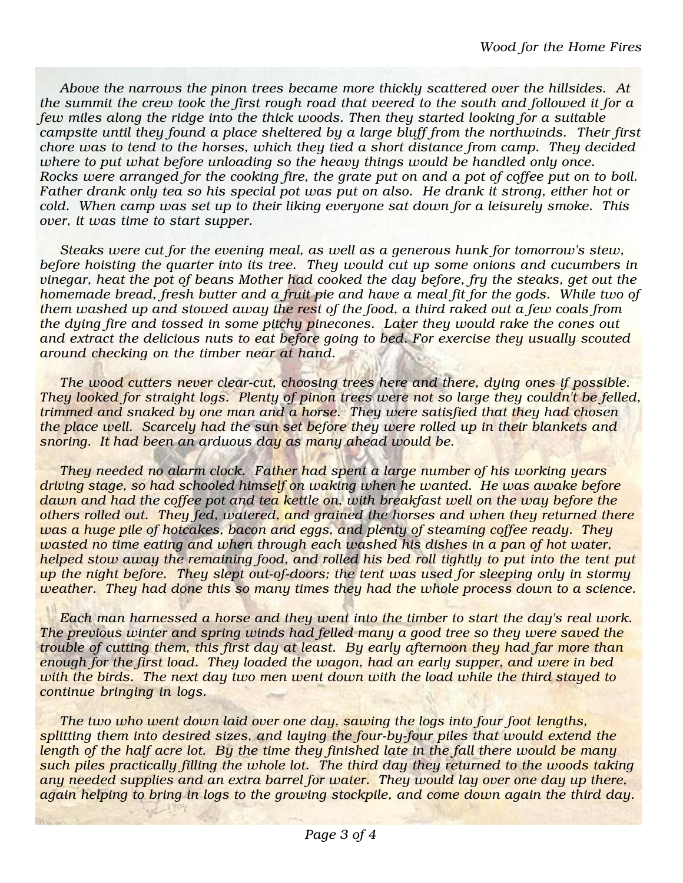*Above the narrows the pinon trees became more thickly scattered over the hillsides. At the summit the crew took the first rough road that veered to the south and followed it for a few miles along the ridge into the thick woods. Then they started looking for a suitable campsite until they found a place sheltered by a large bluff from the northwinds. Their first chore was to tend to the horses, which they tied a short distance from camp. They decided where to put what before unloading so the heavy things would be handled only once. Rocks were arranged for the cooking fire, the grate put on and a pot of coffee put on to boil. Father drank only tea so his special pot was put on also. He drank it strong, either hot or cold. When camp was set up to their liking everyone sat down for a leisurely smoke. This over, it was time to start supper.*

*Steaks were cut for the evening meal, as well as a generous hunk for tomorrow's stew, before hoisting the quarter into its tree. They would cut up some onions and cucumbers in vinegar, heat the pot of beans Mother had cooked the day before, fry the steaks, get out the homemade bread, fresh butter and a fruit pie and have a meal fit for the gods. While two of them washed up and stowed away the rest of the food, a third raked out a few coals from the dying fire and tossed in some pitchy pinecones. Later they would rake the cones out and extract the delicious nuts to eat before going to bed. For exercise they usually scouted around checking on the timber near at hand.*

*The wood cutters never clear-cut, choosing trees here and there, dying ones if possible. They looked for straight logs. Plenty of pinon trees were not so large they couldn't be felled, trimmed and snaked by one man and a horse. They were satisfied that they had chosen the place well. Scarcely had the sun set before they were rolled up in their blankets and snoring. It had been an arduous day as many ahead would be.*

*They needed no alarm clock. Father had spent a large number of his working years driving stage, so had schooled himself on waking when he wanted. He was awake before dawn and had the coffee pot and tea kettle on, with breakfast well on the way before the others rolled out. They fed, watered, and grained the horses and when they returned there was a huge pile of hotcakes, bacon and eggs, and plenty of steaming coffee ready. They wasted no time eating and when through each washed his dishes in a pan of hot water, helped stow away the remaining food, and rolled his bed roll tightly to put into the tent put up the night before. They slept out-of-doors; the tent was used for sleeping only in stormy weather. They had done this so many times they had the whole process down to a science.*

*Each man harnessed a horse and they went into the timber to start the day's real work. The previous winter and spring winds had felled many a good tree so they were saved the trouble of cutting them, this first day at least. By early afternoon they had far more than enough for the first load. They loaded the wagon, had an early supper, and were in bed with the birds. The next day two men went down with the load while the third stayed to continue bringing in logs.*

*The two who went down laid over one day, sawing the logs into four foot lengths, splitting them into desired sizes, and laying the four-by-four piles that would extend the length of the half acre lot. By the time they finished late in the fall there would be many such piles practically filling the whole lot. The third day they returned to the woods taking any needed supplies and an extra barrel for water. They would lay over one day up there, again helping to bring in logs to the growing stockpile, and come down again the third day.*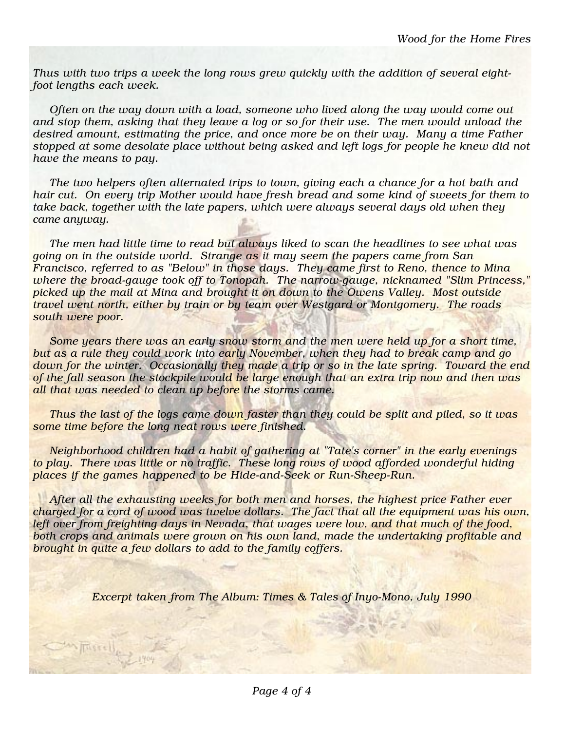*Thus with two trips a week the long rows grew quickly with the addition of several eight-foot lengths each week.*

*Often on the way down with a load, someone who lived along the way would come out and stop them, asking that they leave a log or so for their use. The men would unload the desired amount, estimating the price, and once more be on their way. Many a time Father stopped at some desolate place without being asked and left logs for people he knew did not have the means to pay.*

*The two helpers often alternated trips to town, giving each a chance for a hot bath and hair cut. On every trip Mother would have fresh bread and some kind of sweets for them to take back, together with the late papers, which were always several days old when they came anyway.*

*The men had little time to read but always liked to scan the headlines to see what was going on in the outside world. Strange as it may seem the papers came from San Francisco, referred to as "Below" in those days. They came first to Reno, thence to Mina where the broad-gauge took off to Tonopah. The narrow-gauge, nicknamed "Slim Princess," picked up the mail at Mina and brought it on down to the Owens Valley. Most outside travel went north, either by train or by team over Westgard or Montgomery. The roads south were poor.*

*Some years there was an early snow storm and the men were held up for a short time, but as a rule they could work into early November, when they had to break camp and go down for the winter. Occasionally they made a trip or so in the late spring. Toward the end of the fall season the stockpile would be large enough that an extra trip now and then was all that was needed to clean up before the storms came.*

*Thus the last of the logs came down faster than they could be split and piled, so it was some time before the long neat rows were finished.*

*Neighborhood children had a habit of gathering at "Tate's corner" in the early evenings to play. There was little or no traffic. These long rows of wood afforded wonderful hiding places if the games happened to be Hide-and-Seek or Run-Sheep-Run.*

*After all the exhausting weeks for both men and horses, the highest price Father ever charged for a cord of wood was twelve dollars. The fact that all the equipment was his own, left over from freighting days in Nevada, that wages were low, and that much of the food, both crops and animals were grown on his own land, made the undertaking profitable and brought in quite a few dollars to add to the family coffers.*

*Excerpt taken from The Album: Times & Tales of Inyo-Mono, July 1990*